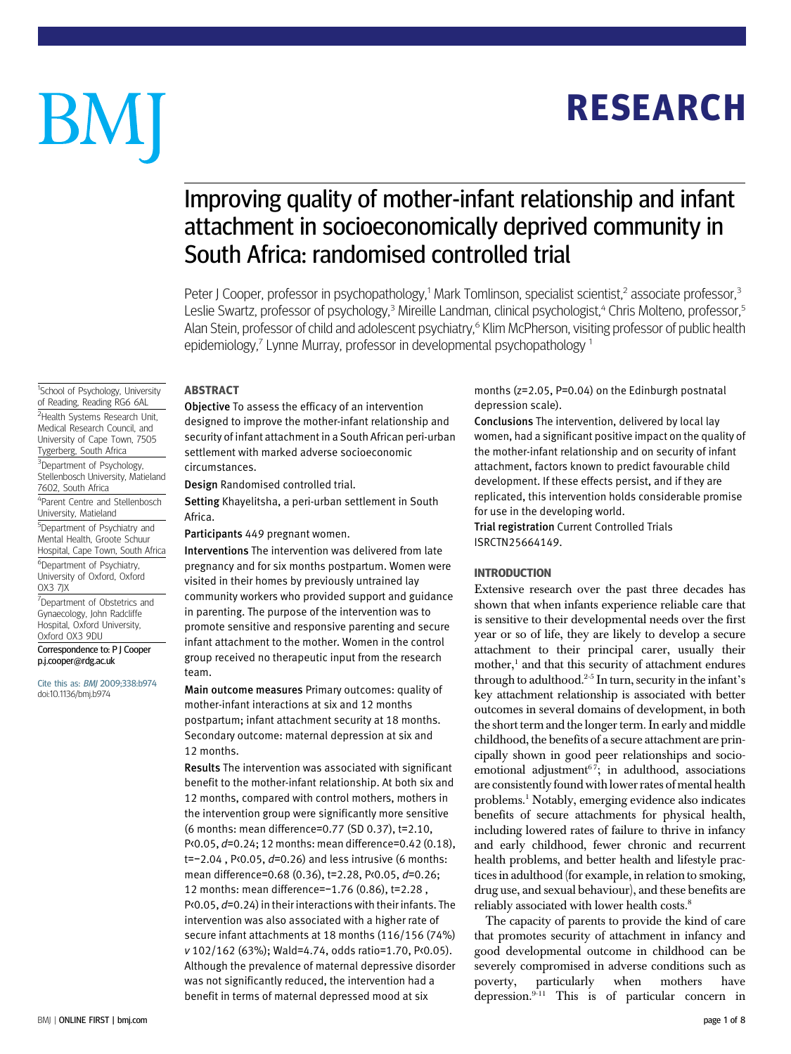# Improving quality of mother-infant relationship and infant attachment in socioeconomically deprived community in South Africa: randomised controlled trial

Peter J Cooper, professor in psychopathology,[1] Mark Tomlinson, specialist scientist,[2] associate professor,[3] Leslie Swartz, professor of psychology,[3] Mireille Landman, clinical psychologist,[4] Chris Molteno, professor,[5] Alan Stein, professor of child and adolescent psychiatry,[6] Klim McPherson, visiting professor of public health epidemiology,[7] Lynne Murray, professor in developmental psychopathology [1]

[1]School of Psychology, University of Reading, Reading RG6 6AL

[2]Health Systems Research Unit, Medical Research Council, and University of Cape Town, 7505 Tygerberg, South Africa

[3]Department of Psychology, Stellenbosch University, Matieland 7602, South Africa

[4]Parent Centre and Stellenbosch University, Matieland

[5]Department of Psychiatry and Mental Health, Groote Schuur Hospital, Cape Town, South Africa

[6]Department of Psychiatry, University of Oxford, Oxford OX3 7JX

[7]Department of Obstetrics and Gynaecology, John Radcliffe Hospital, Oxford University, Oxford OX3 9DU

Correspondence to: P J Cooper p.j.cooper@rdg.ac.uk

Cite this as: *BMJ* 2009;338:b974 doi:10.1136/bmj.b974

## ABSTRACT

**Objective** To assess the efficacy of an intervention designed to improve the mother-infant relationship and security of infant attachment in a South African peri-urban settlement with marked adverse socioeconomic circumstances.

**Design** Randomised controlled trial.

**Setting** Khayelitsha, a peri-urban settlement in South Africa.

**Participants** 449 pregnant women.

**Interventions** The intervention was delivered from late pregnancy and for six months postpartum. Women were visited in their homes by previously untrained lay community workers who provided support and guidance in parenting. The purpose of the intervention was to promote sensitive and responsive parenting and secure infant attachment to the mother. Women in the control group received no therapeutic input from the research team.

**Main outcome measures** Primary outcomes: quality of mother-infant interactions at six and 12 months postpartum; infant attachment security at 18 months. Secondary outcome: maternal depression at six and 12 months.

**Results** The intervention was associated with significant benefit to the mother-infant relationship. At both six and 12 months, compared with control mothers, mothers in the intervention group were significantly more sensitive (6 months: mean difference=0.77 (SD 0.37), t=2.10, P<0.05, *d*=0.24; 12 months: mean difference=0.42 (0.18), t=−2.04 , P<0.05, *d*=0.26) and less intrusive (6 months: mean difference=0.68 (0.36), t=2.28, P<0.05, *d*=0.26; 12 months: mean difference=−1.76 (0.86), t=2.28 , P<0.05, *d*=0.24) in their interactions with their infants. The intervention was also associated with a higher rate of secure infant attachments at 18 months (116/156 (74%) *v* 102/162 (63%); Wald=4.74, odds ratio=1.70, P<0.05). Although the prevalence of maternal depressive disorder was not significantly reduced, the intervention had a benefit in terms of maternal depressed mood at six months (z=2.05, P=0.04) on the Edinburgh postnatal depression scale).

**Conclusions** The intervention, delivered by local lay women, had a significant positive impact on the quality of the mother-infant relationship and on security of infant attachment, factors known to predict favourable child development. If these effects persist, and if they are replicated, this intervention holds considerable promise for use in the developing world.

**Trial registration** Current Controlled Trials ISRCTN25664149.

## INTRODUCTION

Extensive research over the past three decades has shown that when infants experience reliable care that is sensitive to their developmental needs over the first year or so of life, they are likely to develop a secure attachment to their principal carer, usually their mother,[1] and that this security of attachment endures through to adulthood.[2-5] In turn, security in the infant's key attachment relationship is associated with better outcomes in several domains of development, in both the short term and the longer term. In early and middle childhood, the benefits of a secure attachment are principally shown in good peer relationships and socioemotional adjustment[6 7]; in adulthood, associations are consistently found with lower rates of mental health problems.[1] Notably, emerging evidence also indicates benefits of secure attachments for physical health, including lowered rates of failure to thrive in infancy and early childhood, fewer chronic and recurrent health problems, and better health and lifestyle practices in adulthood (for example, in relation to smoking, drug use, and sexual behaviour), and these benefits are reliably associated with lower health costs.[8]

The capacity of parents to provide the kind of care that promotes security of attachment in infancy and good developmental outcome in childhood can be severely compromised in adverse conditions such as poverty, particularly when mothers have depression.[9-11] This is of particular concern in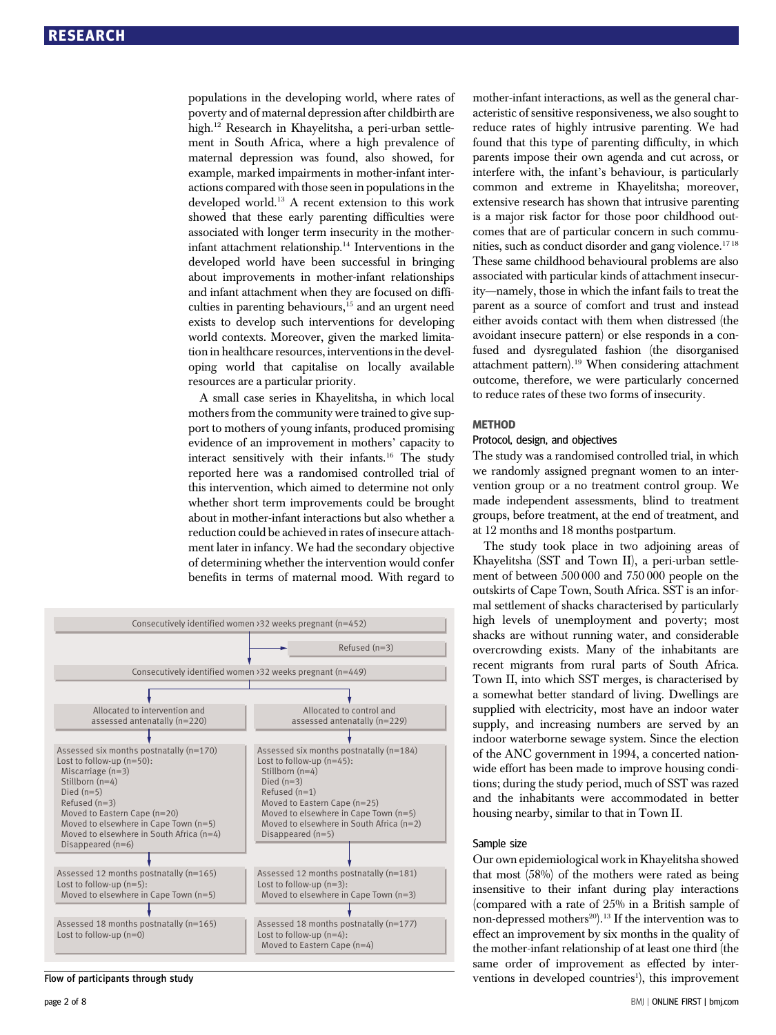populations in the developing world, where rates of poverty and of maternal depression after childbirth are high.[12] Research in Khayelitsha, a peri-urban settlement in South Africa, where a high prevalence of maternal depression was found, also showed, for example, marked impairments in mother-infant interactions compared with those seen in populations in the developed world.[13] A recent extension to this work showed that these early parenting difficulties were associated with longer term insecurity in the mother-infant attachment relationship.[14] Interventions in the developed world have been successful in bringing about improvements in mother-infant relationships and infant attachment when they are focused on difficulties in parenting behaviours,[15] and an urgent need exists to develop such interventions for developing world contexts. Moreover, given the marked limitation in healthcare resources, interventions in the developing world that capitalise on locally available resources are a particular priority.

A small case series in Khayelitsha, in which local mothers from the community were trained to give support to mothers of young infants, produced promising evidence of an improvement in mothers' capacity to interact sensitively with their infants.[16] The study reported here was a randomised controlled trial of this intervention, which aimed to determine not only whether short term improvements could be brought about in mother-infant interactions but also whether a reduction could be achieved in rates of insecure attachment later in infancy. We had the secondary objective of determining whether the intervention would confer benefits in terms of maternal mood. With regard to mother-infant interactions, as well as the general characteristic of sensitive responsiveness, we also sought to reduce rates of highly intrusive parenting. We had found that this type of parenting difficulty, in which parents impose their own agenda and cut across, or interfere with, the infant's behaviour, is particularly common and extreme in Khayelitsha; moreover, extensive research has shown that intrusive parenting is a major risk factor for those poor childhood outcomes that are of particular concern in such communities, such as conduct disorder and gang violence.[17,18] These same childhood behavioural problems are also associated with particular kinds of attachment insecurity—namely, those in which the infant fails to treat the parent as a source of comfort and trust and instead either avoids contact with them when distressed (the avoidant insecure pattern) or else responds in a confused and dysregulated fashion (the disorganised attachment pattern).[19] When considering attachment outcome, therefore, we were particularly concerned to reduce rates of these two forms of insecurity.

Consecutively identified women >32 weeks pregnant (n=452)

Refused (n=3)

Consecutively identified women >32 weeks pregnant (n=449)

| Intervention | Control |
|---|---|
| Allocated to intervention and assessed antenatally (n=220) | Allocated to control and assessed antenatally (n=229) |
| Assessed six months postnatally (n=170)<br>Lost to follow-up (n=50):<br>Miscarriage (n=3)<br>Stillborn (n=4)<br>Died (n=5)<br>Refused (n=3)<br>Moved to Eastern Cape (n=20)<br>Moved to elsewhere in Cape Town (n=5)<br>Moved to elsewhere in South Africa (n=4)<br>Disappeared (n=6) | Assessed six months postnatally (n=184)<br>Lost to follow-up (n=45):<br>Stillborn (n=4)<br>Died (n=3)<br>Refused (n=1)<br>Moved to Eastern Cape (n=25)<br>Moved to elsewhere in Cape Town (n=5)<br>Moved to elsewhere in South Africa (n=2)<br>Disappeared (n=5) |
| Assessed 12 months postnatally (n=165)<br>Lost to follow-up (n=5):<br>Moved to elsewhere in Cape Town (n=5) | Assessed 12 months postnatally (n=181)<br>Lost to follow-up (n=3):<br>Moved to elsewhere in Cape Town (n=3) |
| Assessed 18 months postnatally (n=165)<br>Lost to follow-up (n=0) | Assessed 18 months postnatally (n=177)<br>Lost to follow-up (n=4):<br>Moved to Eastern Cape (n=4) |

Flow of participants through study

## METHOD

### Protocol, design, and objectives

The study was a randomised controlled trial, in which we randomly assigned pregnant women to an intervention group or a no treatment control group. We made independent assessments, blind to treatment groups, before treatment, at the end of treatment, and at 12 months and 18 months postpartum.

The study took place in two adjoining areas of Khayelitsha (SST and Town II), a peri-urban settlement of between 500 000 and 750 000 people on the outskirts of Cape Town, South Africa. SST is an informal settlement of shacks characterised by particularly high levels of unemployment and poverty; most shacks are without running water, and considerable overcrowding exists. Many of the inhabitants are recent migrants from rural parts of South Africa. Town II, into which SST merges, is characterised by a somewhat better standard of living. Dwellings are supplied with electricity, most have an indoor water supply, and increasing numbers are served by an indoor waterborne sewage system. Since the election of the ANC government in 1994, a concerted nationwide effort has been made to improve housing conditions; during the study period, much of SST was razed and the inhabitants were accommodated in better housing nearby, similar to that in Town II.

### Sample size

Our own epidemiological work in Khayelitsha showed that most (58%) of the mothers were rated as being insensitive to their infant during play interactions (compared with a rate of 25% in a British sample of non-depressed mothers[20]).[13] If the intervention was to effect an improvement by six months in the quality of the mother-infant relationship of at least one third (the same order of improvement as effected by interventions in developed countries[1]), this improvement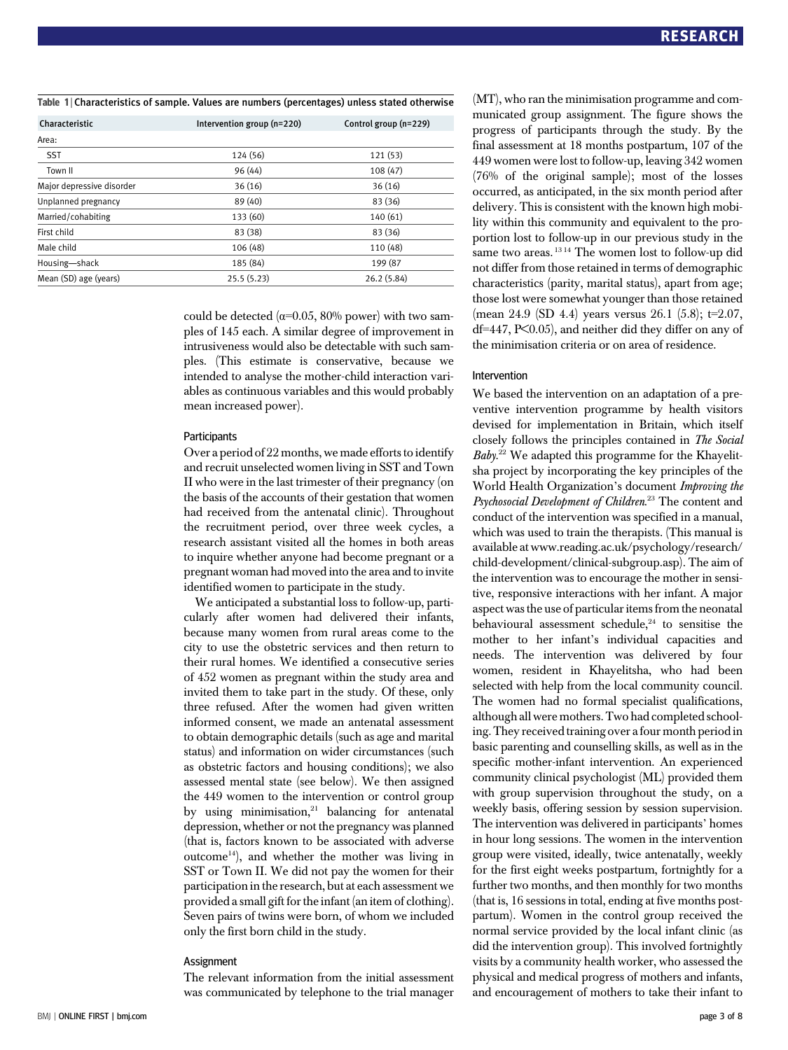**Table 1** | Characteristics of sample. Values are numbers (percentages) unless stated otherwise

| Characteristic | Intervention group (n=220) | Control group (n=229) |
|---|---|---|
| Area: | | |
| SST | 124 (56) | 121 (53) |
| Town II | 96 (44) | 108 (47) |
| Major depressive disorder | 36 (16) | 36 (16) |
| Unplanned pregnancy | 89 (40) | 83 (36) |
| Married/cohabiting | 133 (60) | 140 (61) |
| First child | 83 (38) | 83 (36) |
| Male child | 106 (48) | 110 (48) |
| Housing—shack | 185 (84) | 199 (87 |
| Mean (SD) age (years) | 25.5 (5.23) | 26.2 (5.84) |

could be detected ($\alpha$=0.05, 80% power) with two samples of 145 each. A similar degree of improvement in intrusiveness would also be detectable with such samples. (This estimate is conservative, because we intended to analyse the mother-child interaction variables as continuous variables and this would probably mean increased power).

### Participants

Over a period of 22 months, we made efforts to identify and recruit unselected women living in SST and Town II who were in the last trimester of their pregnancy (on the basis of the accounts of their gestation that women had received from the antenatal clinic). Throughout the recruitment period, over three week cycles, a research assistant visited all the homes in both areas to inquire whether anyone had become pregnant or a pregnant woman had moved into the area and to invite identified women to participate in the study.

We anticipated a substantial loss to follow-up, particularly after women had delivered their infants, because many women from rural areas come to the city to use the obstetric services and then return to their rural homes. We identified a consecutive series of 452 women as pregnant within the study area and invited them to take part in the study. Of these, only three refused. After the women had given written informed consent, we made an antenatal assessment to obtain demographic details (such as age and marital status) and information on wider circumstances (such as obstetric factors and housing conditions); we also assessed mental state (see below). We then assigned the 449 women to the intervention or control group by using minimisation,[21] balancing for antenatal depression, whether or not the pregnancy was planned (that is, factors known to be associated with adverse outcome[14]), and whether the mother was living in SST or Town II. We did not pay the women for their participation in the research, but at each assessment we provided a small gift for the infant (an item of clothing). Seven pairs of twins were born, of whom we included only the first born child in the study.

### Assignment

The relevant information from the initial assessment was communicated by telephone to the trial manager (MT), who ran the minimisation programme and communicated group assignment. The figure shows the progress of participants through the study. By the final assessment at 18 months postpartum, 107 of the 449 women were lost to follow-up, leaving 342 women (76% of the original sample); most of the losses occurred, as anticipated, in the six month period after delivery. This is consistent with the known high mobility within this community and equivalent to the proportion lost to follow-up in our previous study in the same two areas.[13 14] The women lost to follow-up did not differ from those retained in terms of demographic characteristics (parity, marital status), apart from age; those lost were somewhat younger than those retained (mean 24.9 (SD 4.4) years versus 26.1 (5.8); t=2.07, df=447, $P<0.05$), and neither did they differ on any of the minimisation criteria or on area of residence.

### Intervention

We based the intervention on an adaptation of a preventive intervention programme by health visitors devised for implementation in Britain, which itself closely follows the principles contained in *The Social Baby*.[22] We adapted this programme for the Khayelitsha project by incorporating the key principles of the World Health Organization's document *Improving the Psychosocial Development of Children*.[23] The content and conduct of the intervention was specified in a manual, which was used to train the therapists. (This manual is available at www.reading.ac.uk/psychology/research/child-development/clinical-subgroup.asp). The aim of the intervention was to encourage the mother in sensitive, responsive interactions with her infant. A major aspect was the use of particular items from the neonatal behavioural assessment schedule,[24] to sensitise the mother to her infant's individual capacities and needs. The intervention was delivered by four women, resident in Khayelitsha, who had been selected with help from the local community council. The women had no formal specialist qualifications, although all were mothers. Two had completed schooling. They received training over a four month period in basic parenting and counselling skills, as well as in the specific mother-infant intervention. An experienced community clinical psychologist (ML) provided them with group supervision throughout the study, on a weekly basis, offering session by session supervision. The intervention was delivered in participants' homes in hour long sessions. The women in the intervention group were visited, ideally, twice antenatally, weekly for the first eight weeks postpartum, fortnightly for a further two months, and then monthly for two months (that is, 16 sessions in total, ending at five months postpartum). Women in the control group received the normal service provided by the local infant clinic (as did the intervention group). This involved fortnightly visits by a community health worker, who assessed the physical and medical progress of mothers and infants, and encouragement of mothers to take their infant to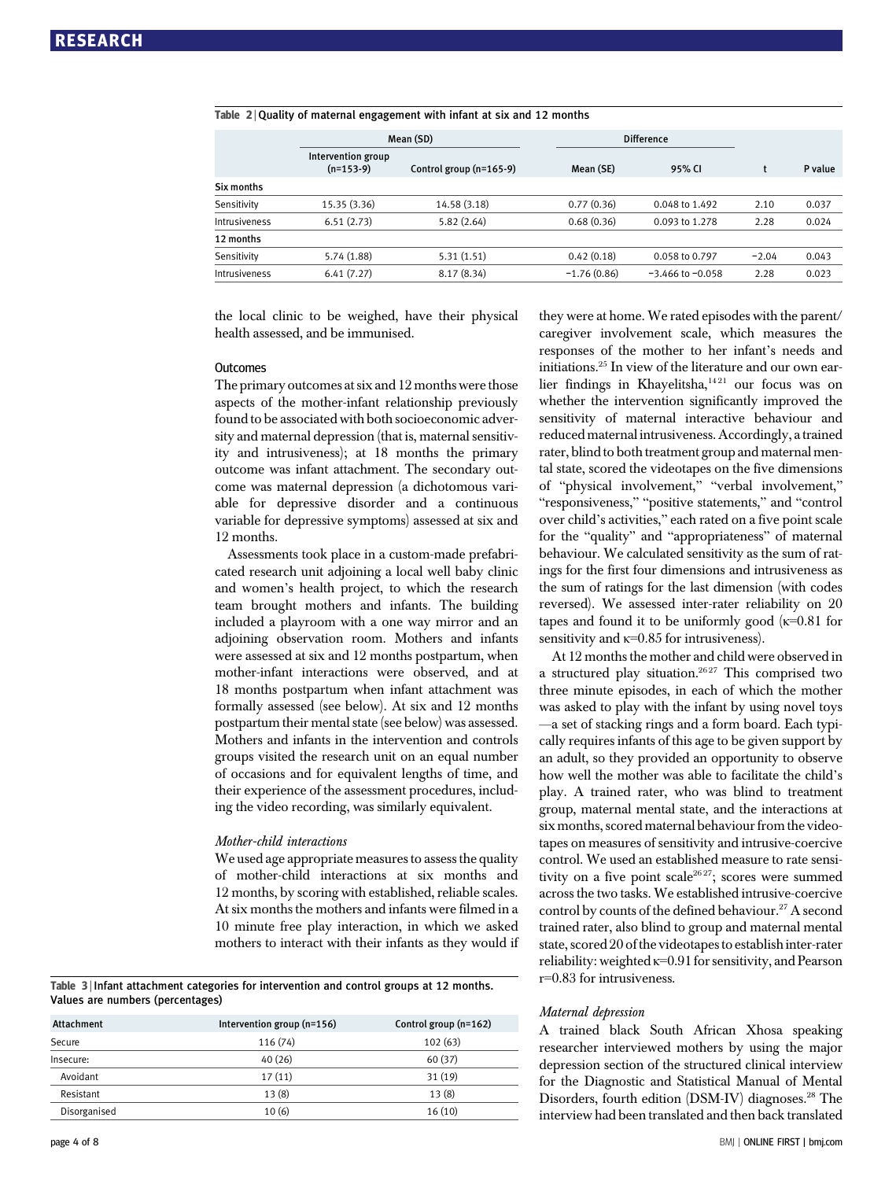Table 2 | Quality of maternal engagement with infant at six and 12 months

| | Mean (SD) | | Difference | | | |
|---|---|---|---|---|---|---|
| | Intervention group (n=153-9) | Control group (n=165-9) | Mean (SE) | 95% CI | t | P value |
| **Six months** | | | | | | |
| Sensitivity | 15.35 (3.36) | 14.58 (3.18) | 0.77 (0.36) | 0.048 to 1.492 | 2.10 | 0.037 |
| Intrusiveness | 6.51 (2.73) | 5.82 (2.64) | 0.68 (0.36) | 0.093 to 1.278 | 2.28 | 0.024 |
| **12 months** | | | | | | |
| Sensitivity | 5.74 (1.88) | 5.31 (1.51) | 0.42 (0.18) | 0.058 to 0.797 | −2.04 | 0.043 |
| Intrusiveness | 6.41 (7.27) | 8.17 (8.34) | −1.76 (0.86) | −3.466 to −0.058 | 2.28 | 0.023 |

the local clinic to be weighed, have their physical health assessed, and be immunised.

### Outcomes

The primary outcomes at six and 12 months were those aspects of the mother-infant relationship previously found to be associated with both socioeconomic adversity and maternal depression (that is, maternal sensitivity and intrusiveness); at 18 months the primary outcome was infant attachment. The secondary outcome was maternal depression (a dichotomous variable for depressive disorder and a continuous variable for depressive symptoms) assessed at six and 12 months.

Assessments took place in a custom-made prefabricated research unit adjoining a local well baby clinic and women's health project, to which the research team brought mothers and infants. The building included a playroom with a one way mirror and an adjoining observation room. Mothers and infants were assessed at six and 12 months postpartum, when mother-infant interactions were observed, and at 18 months postpartum when infant attachment was formally assessed (see below). At six and 12 months postpartum their mental state (see below) was assessed. Mothers and infants in the intervention and controls groups visited the research unit on an equal number of occasions and for equivalent lengths of time, and their experience of the assessment procedures, including the video recording, was similarly equivalent.

#### *Mother-child interactions*

We used age appropriate measures to assess the quality of mother-child interactions at six months and 12 months, by scoring with established, reliable scales. At six months the mothers and infants were filmed in a 10 minute free play interaction, in which we asked mothers to interact with their infants as they would if they were at home. We rated episodes with the parent/caregiver involvement scale, which measures the responses of the mother to her infant's needs and initiations.[25] In view of the literature and our own earlier findings in Khayelitsha,[14 21] our focus was on whether the intervention significantly improved the sensitivity of maternal interactive behaviour and reduced maternal intrusiveness. Accordingly, a trained rater, blind to both treatment group and maternal mental state, scored the videotapes on the five dimensions of "physical involvement," "verbal involvement," "responsiveness," "positive statements," and "control over child's activities," each rated on a five point scale for the "quality" and "appropriateness" of maternal behaviour. We calculated sensitivity as the sum of ratings for the first four dimensions and intrusiveness as the sum of ratings for the last dimension (with codes reversed). We assessed inter-rater reliability on 20 tapes and found it to be uniformly good ($\kappa$=0.81 for sensitivity and $\kappa$=0.85 for intrusiveness).

At 12 months the mother and child were observed in a structured play situation.[26 27] This comprised two three minute episodes, in each of which the mother was asked to play with the infant by using novel toys —a set of stacking rings and a form board. Each typically requires infants of this age to be given support by an adult, so they provided an opportunity to observe how well the mother was able to facilitate the child's play. A trained rater, who was blind to treatment group, maternal mental state, and the interactions at six months, scored maternal behaviour from the videotapes on measures of sensitivity and intrusive-coercive control. We used an established measure to rate sensitivity on a five point scale[26 27]; scores were summed across the two tasks. We established intrusive-coercive control by counts of the defined behaviour.[27] A second trained rater, also blind to group and maternal mental state, scored 20 of the videotapes to establish inter-rater reliability: weighted $\kappa$=0.91 for sensitivity, and Pearson r=0.83 for intrusiveness.

Table 3 | Infant attachment categories for intervention and control groups at 12 months. Values are numbers (percentages)

| Attachment | Intervention group (n=156) | Control group (n=162) |
|---|---|---|
| Secure | 116 (74) | 102 (63) |
| Insecure: | 40 (26) | 60 (37) |
| Avoidant | 17 (11) | 31 (19) |
| Resistant | 13 (8) | 13 (8) |
| Disorganised | 10 (6) | 16 (10) |

#### *Maternal depression*

A trained black South African Xhosa speaking researcher interviewed mothers by using the major depression section of the structured clinical interview for the Diagnostic and Statistical Manual of Mental Disorders, fourth edition (DSM-IV) diagnoses.[28] The interview had been translated and then back translated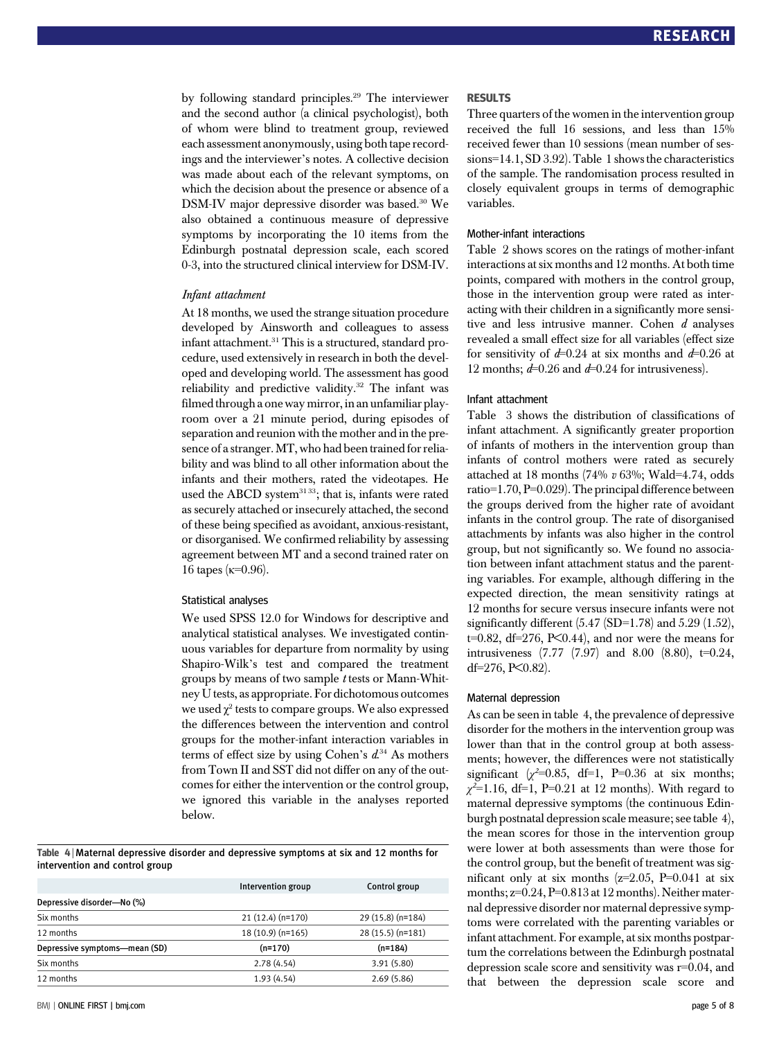by following standard principles.[29] The interviewer and the second author (a clinical psychologist), both of whom were blind to treatment group, reviewed each assessment anonymously, using both tape recordings and the interviewer's notes. A collective decision was made about each of the relevant symptoms, on which the decision about the presence or absence of a DSM-IV major depressive disorder was based.[30] We also obtained a continuous measure of depressive symptoms by incorporating the 10 items from the Edinburgh postnatal depression scale, each scored 0-3, into the structured clinical interview for DSM-IV.

### *Infant attachment*

At 18 months, we used the strange situation procedure developed by Ainsworth and colleagues to assess infant attachment.[31] This is a structured, standard procedure, used extensively in research in both the developed and developing world. The assessment has good reliability and predictive validity.[32] The infant was filmed through a one way mirror, in an unfamiliar playroom over a 21 minute period, during episodes of separation and reunion with the mother and in the presence of a stranger. MT, who had been trained for reliability and was blind to all other information about the infants and their mothers, rated the videotapes. He used the ABCD system[31 33]; that is, infants were rated as securely attached or insecurely attached, the second of these being specified as avoidant, anxious-resistant, or disorganised. We confirmed reliability by assessing agreement between MT and a second trained rater on 16 tapes ($\kappa$=0.96).

### Statistical analyses

We used SPSS 12.0 for Windows for descriptive and analytical statistical analyses. We investigated continuous variables for departure from normality by using Shapiro-Wilk's test and compared the treatment groups by means of two sample *t* tests or Mann-Whitney U tests, as appropriate. For dichotomous outcomes we used $\chi^2$ tests to compare groups. We also expressed the differences between the intervention and control groups for the mother-infant interaction variables in terms of effect size by using Cohen's *d*.[34] As mothers from Town II and SST did not differ on any of the outcomes for either the intervention or the control group, we ignored this variable in the analyses reported below.

## RESULTS

Three quarters of the women in the intervention group received the full 16 sessions, and less than 15% received fewer than 10 sessions (mean number of sessions=14.1, SD 3.92). Table 1 shows the characteristics of the sample. The randomisation process resulted in closely equivalent groups in terms of demographic variables.

### Mother-infant interactions

Table 2 shows scores on the ratings of mother-infant interactions at six months and 12 months. At both time points, compared with mothers in the control group, those in the intervention group were rated as interacting with their children in a significantly more sensitive and less intrusive manner. Cohen *d* analyses revealed a small effect size for all variables (effect size for sensitivity of $d$=0.24 at six months and $d$=0.26 at 12 months; $d$=0.26 and $d$=0.24 for intrusiveness).

### Infant attachment

Table 3 shows the distribution of classifications of infant attachment. A significantly greater proportion of infants of mothers in the intervention group than infants of control mothers were rated as securely attached at 18 months (74% *v* 63%; Wald=4.74, odds ratio=1.70, P=0.029). The principal difference between the groups derived from the higher rate of avoidant infants in the control group. The rate of disorganised attachments by infants was also higher in the control group, but not significantly so. We found no association between infant attachment status and the parenting variables. For example, although differing in the expected direction, the mean sensitivity ratings at 12 months for secure versus insecure infants were not significantly different (5.47 (SD=1.78) and 5.29 (1.52), t=0.82, df=276, P<0.44), and nor were the means for intrusiveness (7.77 (7.97) and 8.00 (8.80), t=0.24, df=276, P<0.82).

### Maternal depression

As can be seen in table 4, the prevalence of depressive disorder for the mothers in the intervention group was lower than that in the control group at both assessments; however, the differences were not statistically significant ($\chi^2$=0.85, df=1, P=0.36 at six months; $\chi^2$=1.16, df=1, P=0.21 at 12 months). With regard to maternal depressive symptoms (the continuous Edinburgh postnatal depression scale measure; see table 4), the mean scores for those in the intervention group were lower at both assessments than were those for the control group, but the benefit of treatment was significant only at six months (z=2.05, P=0.041 at six months; z=0.24, P=0.813 at 12 months). Neither maternal depressive disorder nor maternal depressive symptoms were correlated with the parenting variables or infant attachment. For example, at six months postpartum the correlations between the Edinburgh postnatal depression scale score and sensitivity was r=0.04, and that between the depression scale score and

**Table 4** | Maternal depressive disorder and depressive symptoms at six and 12 months for intervention and control group

| | Intervention group | Control group |
|---|---|---|
| Depressive disorder—No (%) | | |
| Six months | 21 (12.4) (n=170) | 29 (15.8) (n=184) |
| 12 months | 18 (10.9) (n=165) | 28 (15.5) (n=181) |
| Depressive symptoms—mean (SD) | (n=170) | (n=184) |
| Six months | 2.78 (4.54) | 3.91 (5.80) |
| 12 months | 1.93 (4.54) | 2.69 (5.86) |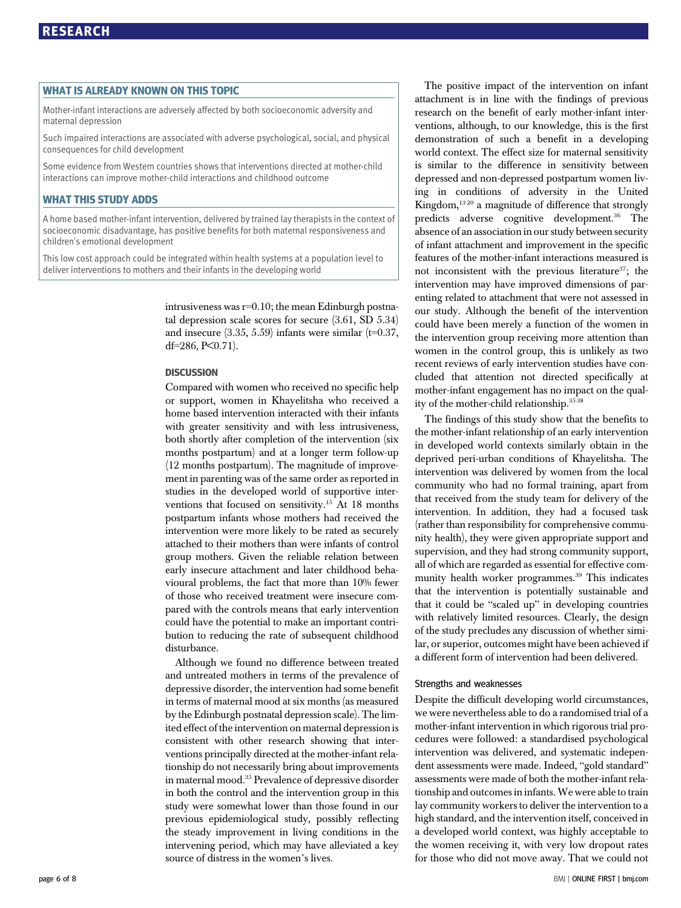## WHAT IS ALREADY KNOWN ON THIS TOPIC

Mother-infant interactions are adversely affected by both socioeconomic adversity and maternal depression

Such impaired interactions are associated with adverse psychological, social, and physical consequences for child development

Some evidence from Western countries shows that interventions directed at mother-child interactions can improve mother-child interactions and childhood outcome

## WHAT THIS STUDY ADDS

A home based mother-infant intervention, delivered by trained lay therapists in the context of socioeconomic disadvantage, has positive benefits for both maternal responsiveness and children's emotional development

This low cost approach could be integrated within health systems at a population level to deliver interventions to mothers and their infants in the developing world

intrusiveness was r=0.10; the mean Edinburgh postnatal depression scale scores for secure (3.61, SD 5.34) and insecure (3.35, 5.59) infants were similar (t=0.37, df=286, P<0.71).

## DISCUSSION

Compared with women who received no specific help or support, women in Khayelitsha who received a home based intervention interacted with their infants with greater sensitivity and with less intrusiveness, both shortly after completion of the intervention (six months postpartum) and at a longer term follow-up (12 months postpartum). The magnitude of improvement in parenting was of the same order as reported in studies in the developed world of supportive interventions that focused on sensitivity.[15] At 18 months postpartum infants whose mothers had received the intervention were more likely to be rated as securely attached to their mothers than were infants of control group mothers. Given the reliable relation between early insecure attachment and later childhood behavioural problems, the fact that more than 10% fewer of those who received treatment were insecure compared with the controls means that early intervention could have the potential to make an important contribution to reducing the rate of subsequent childhood disturbance.

Although we found no difference between treated and untreated mothers in terms of the prevalence of depressive disorder, the intervention had some benefit in terms of maternal mood at six months (as measured by the Edinburgh postnatal depression scale). The limited effect of the intervention on maternal depression is consistent with other research showing that interventions principally directed at the mother-infant relationship do not necessarily bring about improvements in maternal mood.[35] Prevalence of depressive disorder in both the control and the intervention group in this study were somewhat lower than those found in our previous epidemiological study, possibly reflecting the steady improvement in living conditions in the intervening period, which may have alleviated a key source of distress in the women's lives.

The positive impact of the intervention on infant attachment is in line with the findings of previous research on the benefit of early mother-infant interventions, although, to our knowledge, this is the first demonstration of such a benefit in a developing world context. The effect size for maternal sensitivity is similar to the difference in sensitivity between depressed and non-depressed postpartum women living in conditions of adversity in the United Kingdom,[13,20] a magnitude of difference that strongly predicts adverse cognitive development.[36] The absence of an association in our study between security of infant attachment and improvement in the specific features of the mother-infant interactions measured is not inconsistent with the previous literature[37]; the intervention may have improved dimensions of parenting related to attachment that were not assessed in our study. Although the benefit of the intervention could have been merely a function of the women in the intervention group receiving more attention than women in the control group, this is unlikely as two recent reviews of early intervention studies have concluded that attention not directed specifically at mother-infant engagement has no impact on the quality of the mother-child relationship.[35,38]

The findings of this study show that the benefits to the mother-infant relationship of an early intervention in developed world contexts similarly obtain in the deprived peri-urban conditions of Khayelitsha. The intervention was delivered by women from the local community who had no formal training, apart from that received from the study team for delivery of the intervention. In addition, they had a focused task (rather than responsibility for comprehensive community health), they were given appropriate support and supervision, and they had strong community support, all of which are regarded as essential for effective community health worker programmes.[39] This indicates that the intervention is potentially sustainable and that it could be "scaled up" in developing countries with relatively limited resources. Clearly, the design of the study precludes any discussion of whether similar, or superior, outcomes might have been achieved if a different form of intervention had been delivered.

### Strengths and weaknesses

Despite the difficult developing world circumstances, we were nevertheless able to do a randomised trial of a mother-infant intervention in which rigorous trial procedures were followed: a standardised psychological intervention was delivered, and systematic independent assessments were made. Indeed, "gold standard" assessments were made of both the mother-infant relationship and outcomes in infants. We were able to train lay community workers to deliver the intervention to a high standard, and the intervention itself, conceived in a developed world context, was highly acceptable to the women receiving it, with very low dropout rates for those who did not move away. That we could not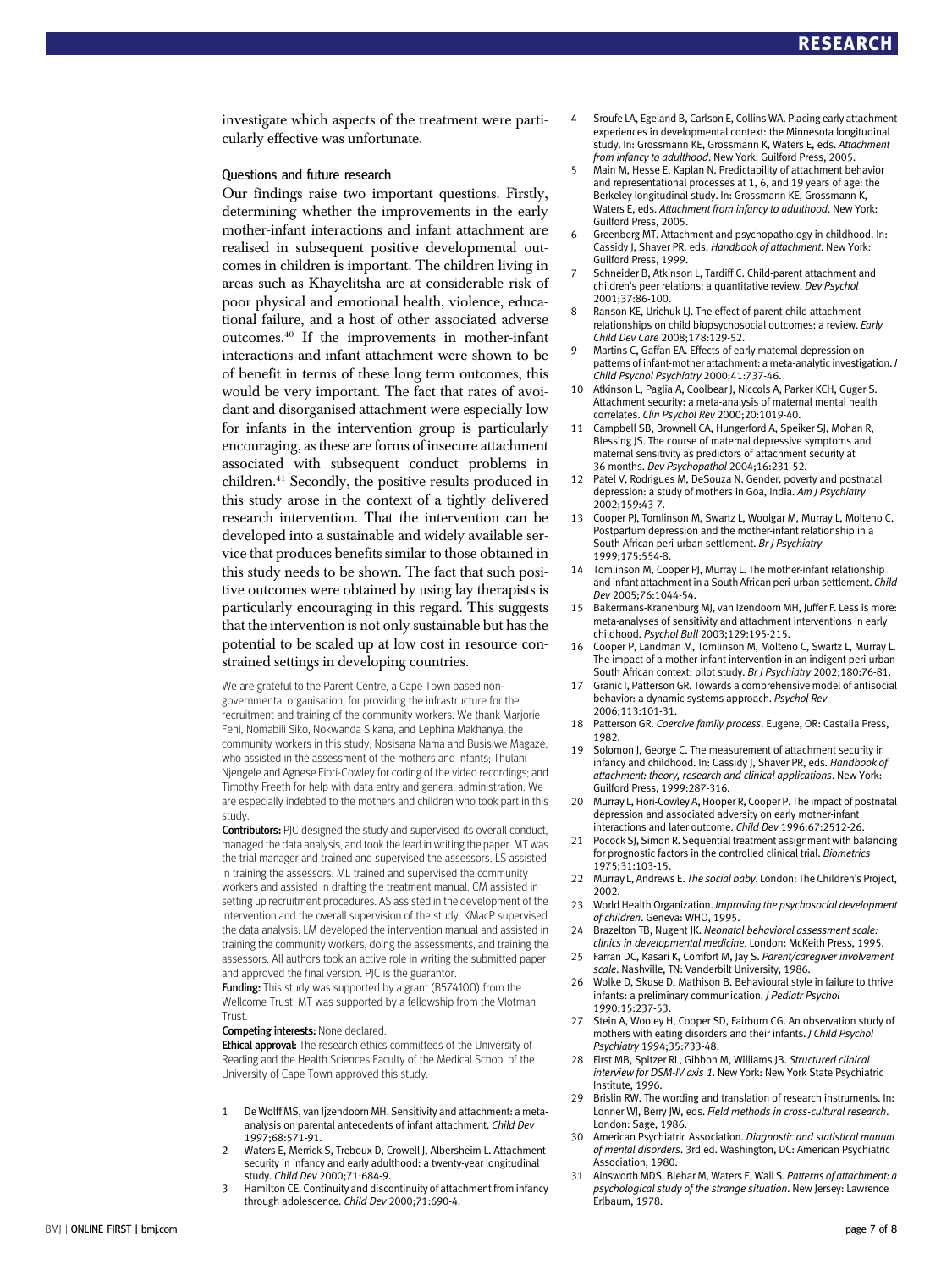investigate which aspects of the treatment were particularly effective was unfortunate.

### Questions and future research

Our findings raise two important questions. Firstly, determining whether the improvements in the early mother-infant interactions and infant attachment are realised in subsequent positive developmental outcomes in children is important. The children living in areas such as Khayelitsha are at considerable risk of poor physical and emotional health, violence, educational failure, and a host of other associated adverse outcomes.[40] If the improvements in mother-infant interactions and infant attachment were shown to be of benefit in terms of these long term outcomes, this would be very important. The fact that rates of avoidant and disorganised attachment were especially low for infants in the intervention group is particularly encouraging, as these are forms of insecure attachment associated with subsequent conduct problems in children.[41] Secondly, the positive results produced in this study arose in the context of a tightly delivered research intervention. That the intervention can be developed into a sustainable and widely available service that produces benefits similar to those obtained in this study needs to be shown. The fact that such positive outcomes were obtained by using lay therapists is particularly encouraging in this regard. This suggests that the intervention is not only sustainable but has the potential to be scaled up at low cost in resource constrained settings in developing countries.

We are grateful to the Parent Centre, a Cape Town based non-governmental organisation, for providing the infrastructure for the recruitment and training of the community workers. We thank Marjorie Feni, Nomabili Siko, Nokwanda Sikana, and Lephina Makhanya, the community workers in this study; Nosisana Nama and Busisiwe Magaze, who assisted in the assessment of the mothers and infants; Thulani Njengele and Agnese Fiori-Cowley for coding of the video recordings; and Timothy Freeth for help with data entry and general administration. We are especially indebted to the mothers and children who took part in this study.

**Contributors:** PJC designed the study and supervised its overall conduct, managed the data analysis, and took the lead in writing the paper. MT was the trial manager and trained and supervised the assessors. LS assisted in training the assessors. ML trained and supervised the community workers and assisted in drafting the treatment manual. CM assisted in setting up recruitment procedures. AS assisted in the development of the intervention and the overall supervision of the study. KMacP supervised the data analysis. LM developed the intervention manual and assisted in training the community workers, doing the assessments, and training the assessors. All authors took an active role in writing the submitted paper and approved the final version. PJC is the guarantor.

**Funding:** This study was supported by a grant (B574100) from the Wellcome Trust. MT was supported by a fellowship from the Vlotman Trust.

**Competing interests:** None declared.

**Ethical approval:** The research ethics committees of the University of Reading and the Health Sciences Faculty of the Medical School of the University of Cape Town approved this study.

1. De Wolff MS, van Ijzendoorn MH. Sensitivity and attachment: a meta-analysis on parental antecedents of infant attachment. *Child Dev* 1997;68:571-91.
2. Waters E, Merrick S, Treboux D, Crowell J, Albersheim L. Attachment security in infancy and early adulthood: a twenty-year longitudinal study. *Child Dev* 2000;71:684-9.
3. Hamilton CE. Continuity and discontinuity of attachment from infancy through adolescence. *Child Dev* 2000;71:690-4.
4. Sroufe LA, Egeland B, Carlson E, Collins WA. Placing early attachment experiences in developmental context: the Minnesota longitudinal study. In: Grossmann KE, Grossmann K, Waters E, eds. *Attachment from infancy to adulthood*. New York: Guilford Press, 2005.
5. Main M, Hesse E, Kaplan N. Predictability of attachment behavior and representational processes at 1, 6, and 19 years of age: the Berkeley longitudinal study. In: Grossmann KE, Grossmann K, Waters E, eds. *Attachment from infancy to adulthood*. New York: Guilford Press, 2005.
6. Greenberg MT. Attachment and psychopathology in childhood. In: Cassidy J, Shaver PR, eds. *Handbook of attachment*. New York: Guilford Press, 1999.
7. Schneider B, Atkinson L, Tardiff C. Child-parent attachment and children's peer relations: a quantitative review. *Dev Psychol* 2001;37:86-100.
8. Ranson KE, Urichuk LJ. The effect of parent-child attachment relationships on child biopsychosocial outcomes: a review. *Early Child Dev Care* 2008;178:129-52.
9. Martins C, Gaffan EA. Effects of early maternal depression on patterns of infant-mother attachment: a meta-analytic investigation. *J Child Psychol Psychiatry* 2000;41:737-46.
10. Atkinson L, Paglia A, Coolbear J, Niccols A, Parker KCH, Guger S. Attachment security: a meta-analysis of maternal mental health correlates. *Clin Psychol Rev* 2000;20:1019-40.
11. Campbell SB, Brownell CA, Hungerford A, Speiker SJ, Mohan R, Blessing JS. The course of maternal depressive symptoms and maternal sensitivity as predictors of attachment security at 36 months. *Dev Psychopathol* 2004;16:231-52.
12. Patel V, Rodrigues M, DeSouza N. Gender, poverty and postnatal depression: a study of mothers in Goa, India. *Am J Psychiatry* 2002;159:43-7.
13. Cooper PJ, Tomlinson M, Swartz L, Woolgar M, Murray L, Molteno C. Postpartum depression and the mother-infant relationship in a South African peri-urban settlement. *Br J Psychiatry* 1999;175:554-8.
14. Tomlinson M, Cooper PJ, Murray L. The mother-infant relationship and infant attachment in a South African peri-urban settlement. *Child Dev* 2005;76:1044-54.
15. Bakermans-Kranenburg MJ, van Izendoorn MH, Juffer F. Less is more: meta-analyses of sensitivity and attachment interventions in early childhood. *Psychol Bull* 2003;129:195-215.
16. Cooper P, Landman M, Tomlinson M, Molteno C, Swartz L, Murray L. The impact of a mother-infant intervention in an indigent peri-urban South African context: pilot study. *Br J Psychiatry* 2002;180:76-81.
17. Granic I, Patterson GR. Towards a comprehensive model of antisocial behavior: a dynamic systems approach. *Psychol Rev* 2006;113:101-31.
18. Patterson GR. *Coercive family process*. Eugene, OR: Castalia Press, 1982.
19. Solomon J, George C. The measurement of attachment security in infancy and childhood. In: Cassidy J, Shaver PR, eds. *Handbook of attachment: theory, research and clinical applications*. New York: Guilford Press, 1999:287-316.
20. Murray L, Fiori-Cowley A, Hooper R, Cooper P. The impact of postnatal depression and associated adversity on early mother-infant interactions and later outcome. *Child Dev* 1996;67:2512-26.
21. Pocock SJ, Simon R. Sequential treatment assignment with balancing for prognostic factors in the controlled clinical trial. *Biometrics* 1975;31:103-15.
22. Murray L, Andrews E. *The social baby*. London: The Children's Project, 2002.
23. World Health Organization. *Improving the psychosocial development of children*. Geneva: WHO, 1995.
24. Brazelton TB, Nugent JK. *Neonatal behavioral assessment scale: clinics in developmental medicine*. London: McKeith Press, 1995.
25. Farran DC, Kasari K, Comfort M, Jay S. *Parent/caregiver involvement scale*. Nashville, TN: Vanderbilt University, 1986.
26. Wolke D, Skuse D, Mathison B. Behavioural style in failure to thrive infants: a preliminary communication. *J Pediatr Psychol* 1990;15:237-53.
27. Stein A, Wooley H, Cooper SD, Fairburn CG. An observation study of mothers with eating disorders and their infants. *J Child Psychol Psychiatry* 1994;35:733-48.
28. First MB, Spitzer RL, Gibbon M, Williams JB. *Structured clinical interview for DSM-IV axis 1*. New York: New York State Psychiatric Institute, 1996.
29. Brislin RW. The wording and translation of research instruments. In: Lonner WJ, Berry JW, eds. *Field methods in cross-cultural research*. London: Sage, 1986.
30. American Psychiatric Association. *Diagnostic and statistical manual of mental disorders*. 3rd ed. Washington, DC: American Psychiatric Association, 1980.
31. Ainsworth MDS, Blehar M, Waters E, Wall S. *Patterns of attachment: a psychological study of the strange situation*. New Jersey: Lawrence Erlbaum, 1978.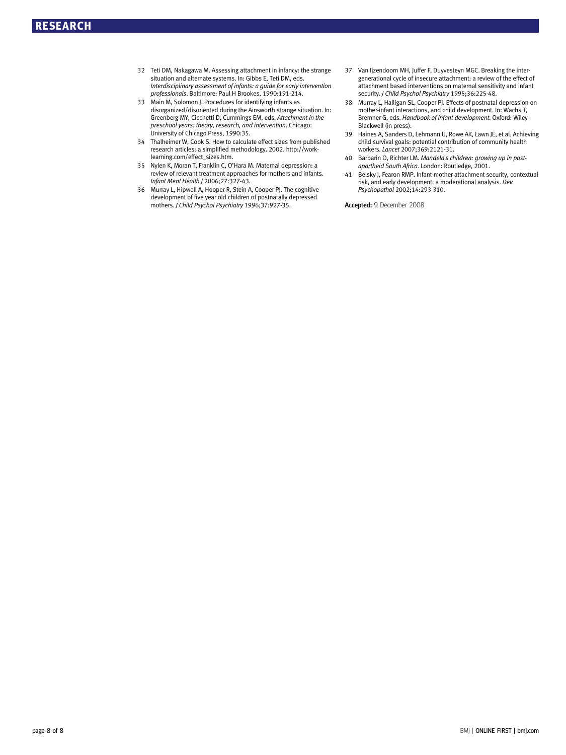32 Teti DM, Nakagawa M. Assessing attachment in infancy: the strange situation and alternate systems. In: Gibbs E, Teti DM, eds. *Interdisciplinary assessment of infants: a guide for early intervention professionals*. Baltimore: Paul H Brookes, 1990:191-214.

33 Main M, Solomon J. Procedures for identifying infants as disorganized/disoriented during the Ainsworth strange situation. In: Greenberg MY, Cicchetti D, Cummings EM, eds. *Attachment in the preschool years: theory, research, and intervention*. Chicago: University of Chicago Press, 1990:35.

34 Thalheimer W, Cook S. How to calculate effect sizes from published research articles: a simplified methodology. 2002. http://work-learning.com/effect_sizes.htm.

35 Nylen K, Moran T, Franklin C, O'Hara M. Maternal depression: a review of relevant treatment approaches for mothers and infants. *Infant Ment Health J* 2006;27:327-43.

36 Murray L, Hipwell A, Hooper R, Stein A, Cooper PJ. The cognitive development of five year old children of postnatally depressed mothers. *J Child Psychol Psychiatry* 1996;37:927-35.

37 Van Ijzendoorn MH, Juffer F, Duyvesteyn MGC. Breaking the intergenerational cycle of insecure attachment: a review of the effect of attachment based interventions on maternal sensitivity and infant security. *J Child Psychol Psychiatry* 1995;36:225-48.

38 Murray L, Halligan SL, Cooper PJ. Effects of postnatal depression on mother-infant interactions, and child development. In: Wachs T, Bremner G, eds. *Handbook of infant development*. Oxford: Wiley-Blackwell (in press).

39 Haines A, Sanders D, Lehmann U, Rowe AK, Lawn JE, et al. Achieving child survival goals: potential contribution of community health workers. *Lancet* 2007;369:2121-31.

40 Barbarin O, Richter LM. *Mandela's children: growing up in post-apartheid South Africa*. London: Routledge, 2001.

41 Belsky J, Fearon RMP. Infant-mother attachment security, contextual risk, and early development: a moderational analysis. *Dev Psychopathol* 2002;14:293-310.

**Accepted:** 9 December 2008